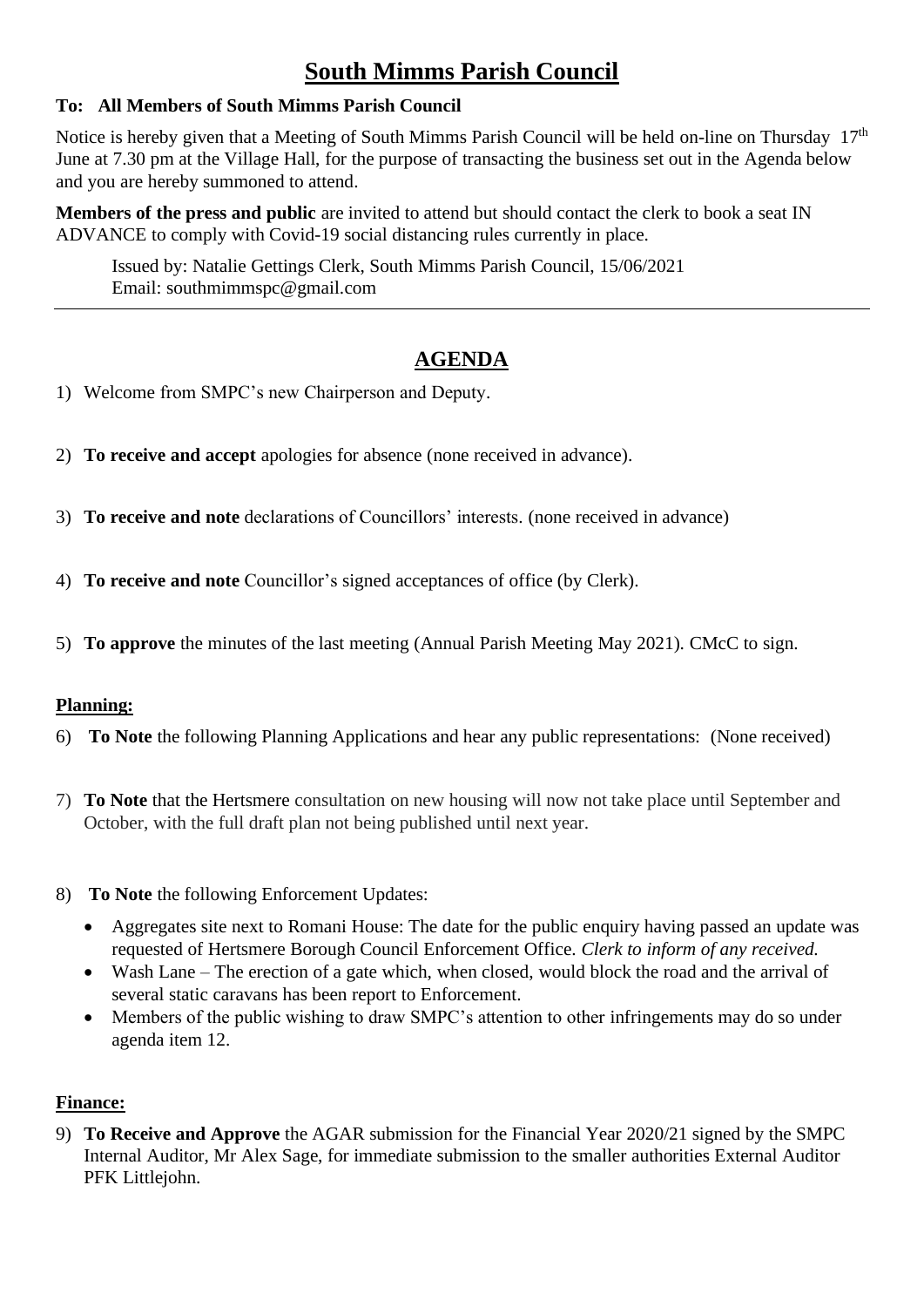# South Mimms Parish Council

**To: All Members of South Mimms Parish Council**

Notice is hereby given that a Meeting of South Mimms Parish Council will be held on-line on Thursday 17th June at 7.30 pm at the Village Hall, for the purpose of transacting the business set out in the Agenda below and you are hereby summoned to attend.

**Members of the press and public** are invited to attend but should contact the clerk to book a seat IN ADVANCE to comply with Covid-19 social distancing rules currently in place.

Issued by: Natalie Gettings Clerk, South Mimms Parish Council, 15/06/2021
Email: southmimmspc@gmail.com

---

## AGENDA

1) Welcome from SMPC's new Chairperson and Deputy.

2) **To receive and accept** apologies for absence (none received in advance).

3) **To receive and note** declarations of Councillors' interests. (none received in advance)

4) **To receive and note** Councillor's signed acceptances of office (by Clerk).

5) **To approve** the minutes of the last meeting (Annual Parish Meeting May 2021). CMcC to sign.

### Planning:

6) **To Note** the following Planning Applications and hear any public representations: (None received)

7) **To Note** that the Hertsmere consultation on new housing will now not take place until September and October, with the full draft plan not being published until next year.

8) **To Note** the following Enforcement Updates:
   - Aggregates site next to Romani House: The date for the public enquiry having passed an update was requested of Hertsmere Borough Council Enforcement Office. *Clerk to inform of any received.*
   - Wash Lane – The erection of a gate which, when closed, would block the road and the arrival of several static caravans has been report to Enforcement.
   - Members of the public wishing to draw SMPC's attention to other infringements may do so under agenda item 12.

### Finance:

9) **To Receive and Approve** the AGAR submission for the Financial Year 2020/21 signed by the SMPC Internal Auditor, Mr Alex Sage, for immediate submission to the smaller authorities External Auditor PFK Littlejohn.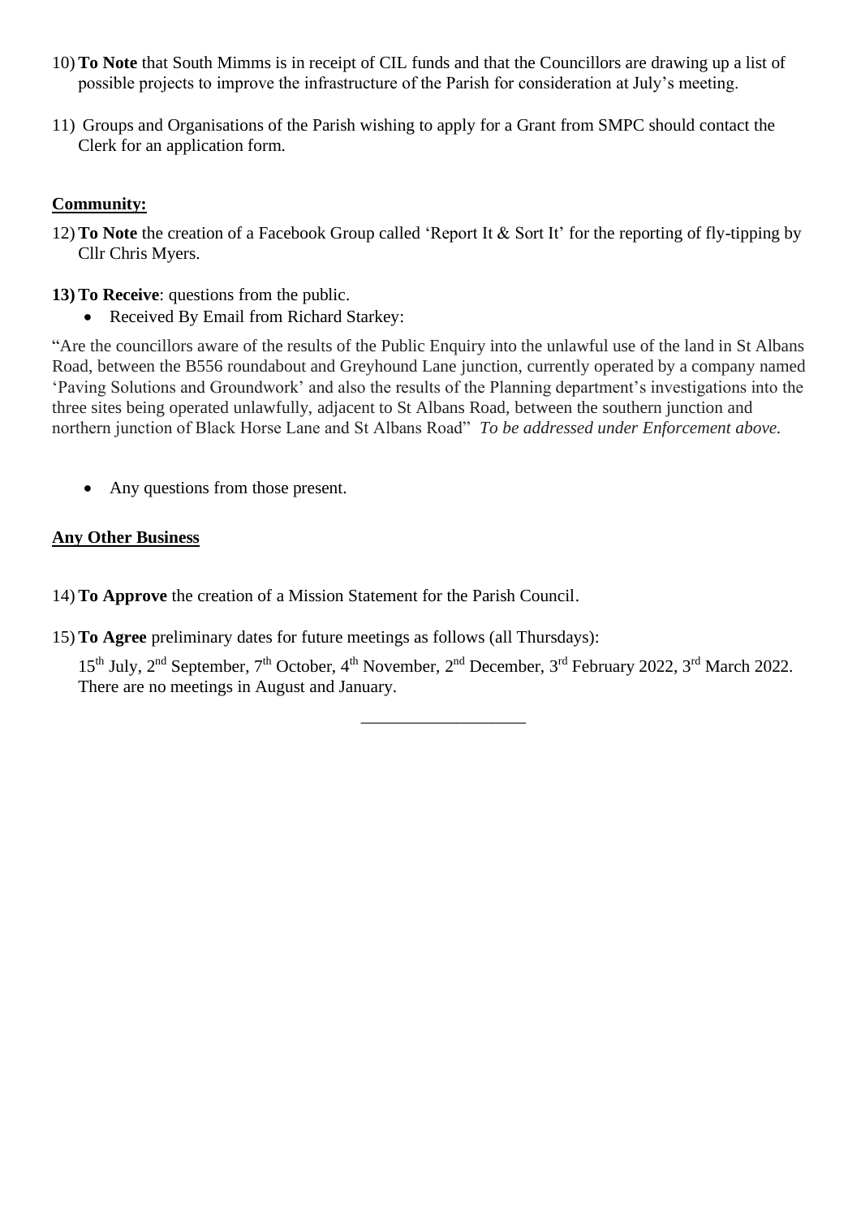10) **To Note** that South Mimms is in receipt of CIL funds and that the Councillors are drawing up a list of possible projects to improve the infrastructure of the Parish for consideration at July's meeting.

11) Groups and Organisations of the Parish wishing to apply for a Grant from SMPC should contact the Clerk for an application form.

**Community:**

12) **To Note** the creation of a Facebook Group called 'Report It & Sort It' for the reporting of fly-tipping by Cllr Chris Myers.

**13) To Receive**: questions from the public.

- Received By Email from Richard Starkey:

"Are the councillors aware of the results of the Public Enquiry into the unlawful use of the land in St Albans Road, between the B556 roundabout and Greyhound Lane junction, currently operated by a company named 'Paving Solutions and Groundwork' and also the results of the Planning department's investigations into the three sites being operated unlawfully, adjacent to St Albans Road, between the southern junction and northern junction of Black Horse Lane and St Albans Road" *To be addressed under Enforcement above.*

- Any questions from those present.

**Any Other Business**

14) **To Approve** the creation of a Mission Statement for the Parish Council.

15) **To Agree** preliminary dates for future meetings as follows (all Thursdays):

15th July, 2nd September, 7th October, 4th November, 2nd December, 3rd February 2022, 3rd March 2022. There are no meetings in August and January.

---